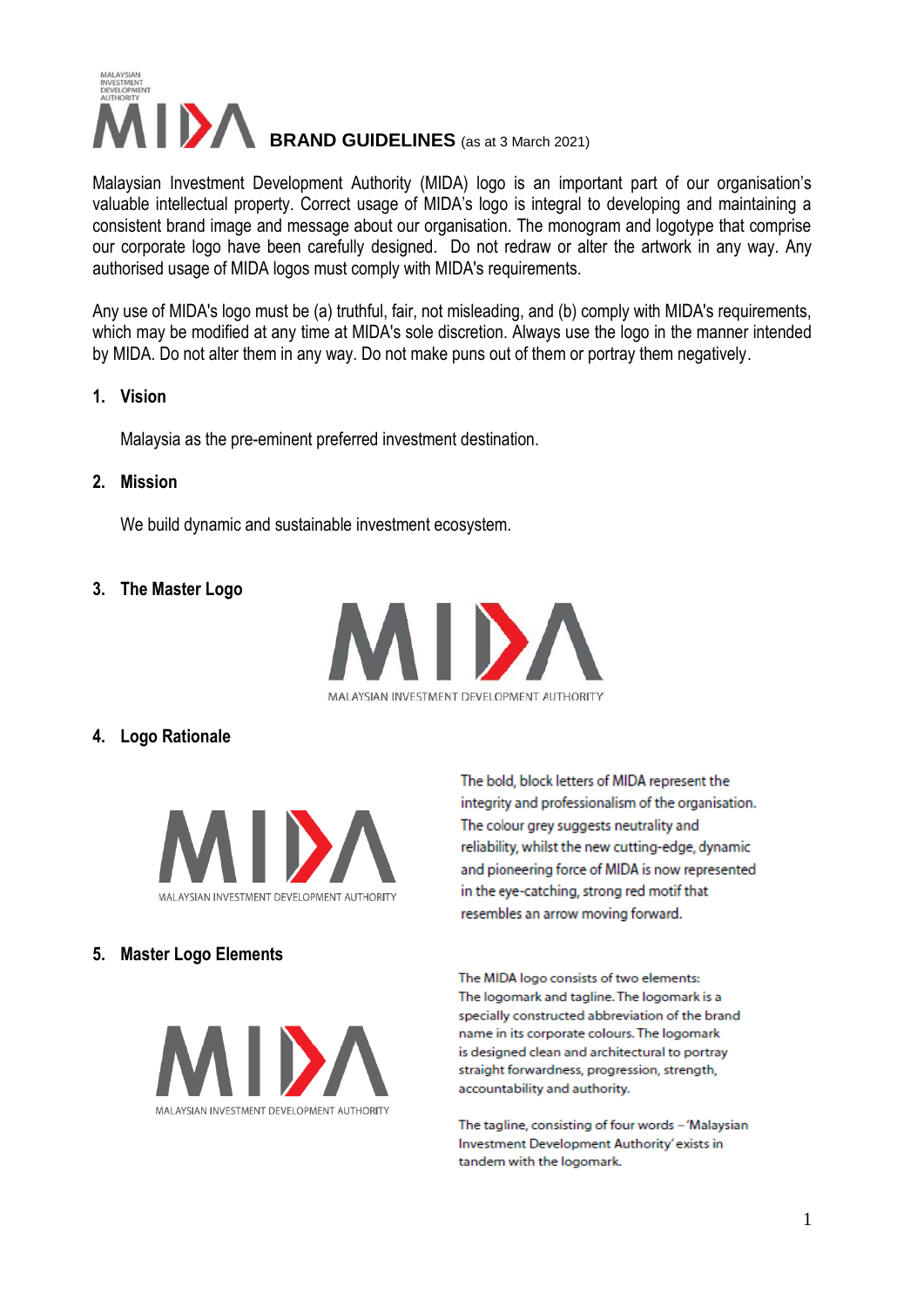# BRAND GUIDELINES (as at 3 March 2021)

Malaysian Investment Development Authority (MIDA) logo is an important part of our organisation's valuable intellectual property. Correct usage of MIDA's logo is integral to developing and maintaining a consistent brand image and message about our organisation. The monogram and logotype that comprise our corporate logo have been carefully designed. Do not redraw or alter the artwork in any way. Any authorised usage of MIDA logos must comply with MIDA's requirements.

Any use of MIDA's logo must be (a) truthful, fair, not misleading, and (b) comply with MIDA's requirements, which may be modified at any time at MIDA's sole discretion. Always use the logo in the manner intended by MIDA. Do not alter them in any way. Do not make puns out of them or portray them negatively.

## 1. Vision

Malaysia as the pre-eminent preferred investment destination.

## 2. Mission

We build dynamic and sustainable investment ecosystem.

## 3. The Master Logo

MIDA
MALAYSIAN INVESTMENT DEVELOPMENT AUTHORITY

## 4. Logo Rationale

MIDA
MALAYSIAN INVESTMENT DEVELOPMENT AUTHORITY

The bold, block letters of MIDA represent the integrity and professionalism of the organisation. The colour grey suggests neutrality and reliability, whilst the new cutting-edge, dynamic and pioneering force of MIDA is now represented in the eye-catching, strong red motif that resembles an arrow moving forward.

## 5. Master Logo Elements

MIDA
MALAYSIAN INVESTMENT DEVELOPMENT AUTHORITY

The MIDA logo consists of two elements: The logomark and tagline. The logomark is a specially constructed abbreviation of the brand name in its corporate colours. The logomark is designed clean and architectural to portray straight forwardness, progression, strength, accountability and authority.

The tagline, consisting of four words – 'Malaysian Investment Development Authority' exists in tandem with the logomark.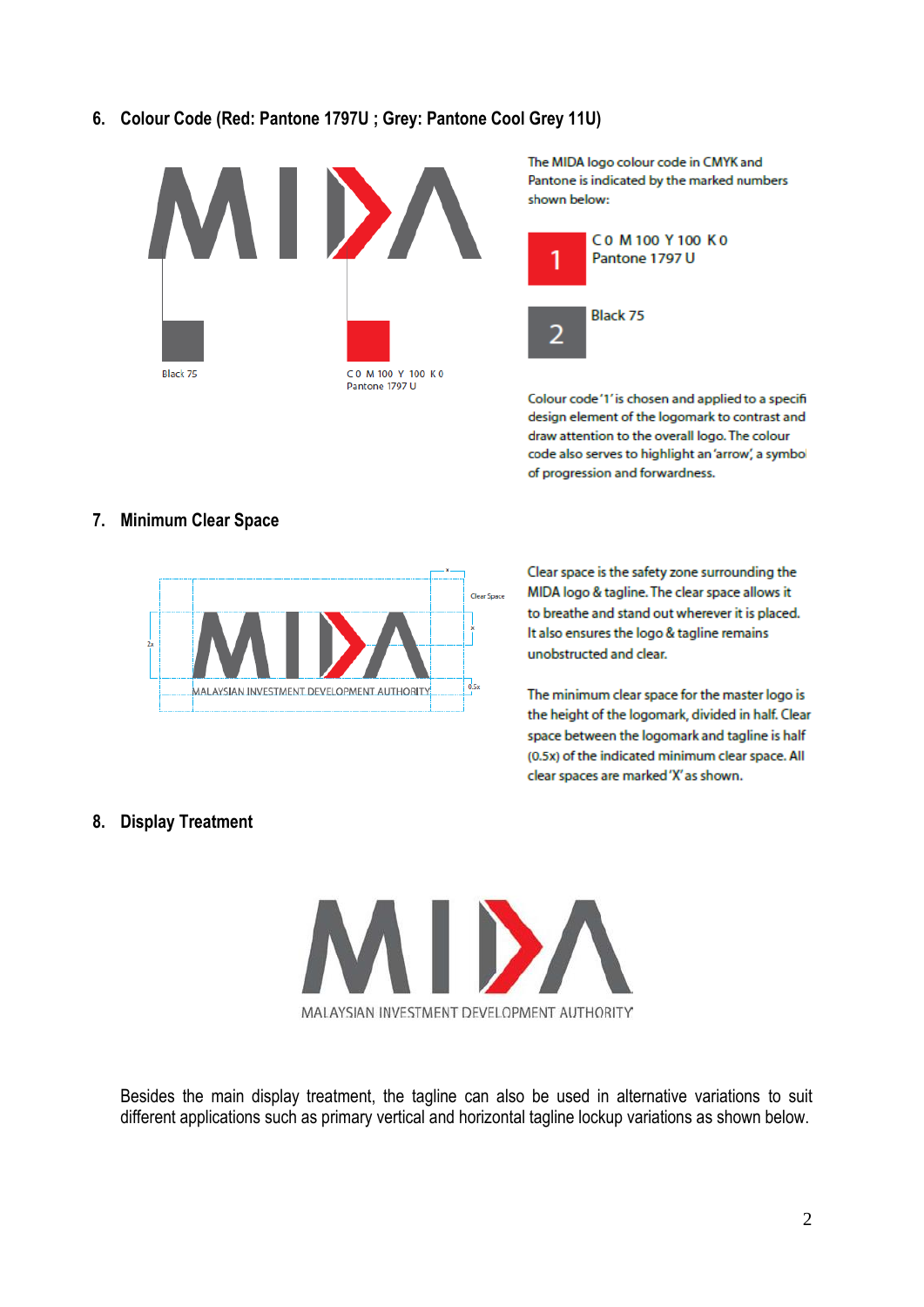## 6. Colour Code (Red: Pantone 1797U ; Grey: Pantone Cool Grey 11U)

Black 75

C 0 M 100 Y 100 K 0
Pantone 1797 U

The MIDA logo colour code in CMYK and Pantone is indicated by the marked numbers shown below:

1 — C 0 M 100 Y 100 K 0
Pantone 1797 U

2 — Black 75

Colour code '1' is chosen and applied to a specifi design element of the logomark to contrast and draw attention to the overall logo. The colour code also serves to highlight an 'arrow', a symbol of progression and forwardness.

## 7. Minimum Clear Space

Clear Space

MALAYSIAN INVESTMENT DEVELOPMENT AUTHORITY

Clear space is the safety zone surrounding the MIDA logo & tagline. The clear space allows it to breathe and stand out wherever it is placed. It also ensures the logo & tagline remains unobstructed and clear.

The minimum clear space for the master logo is the height of the logomark, divided in half. Clear space between the logomark and tagline is half (0.5x) of the indicated minimum clear space. All clear spaces are marked 'X' as shown.

## 8. Display Treatment

MALAYSIAN INVESTMENT DEVELOPMENT AUTHORITY

Besides the main display treatment, the tagline can also be used in alternative variations to suit different applications such as primary vertical and horizontal tagline lockup variations as shown below.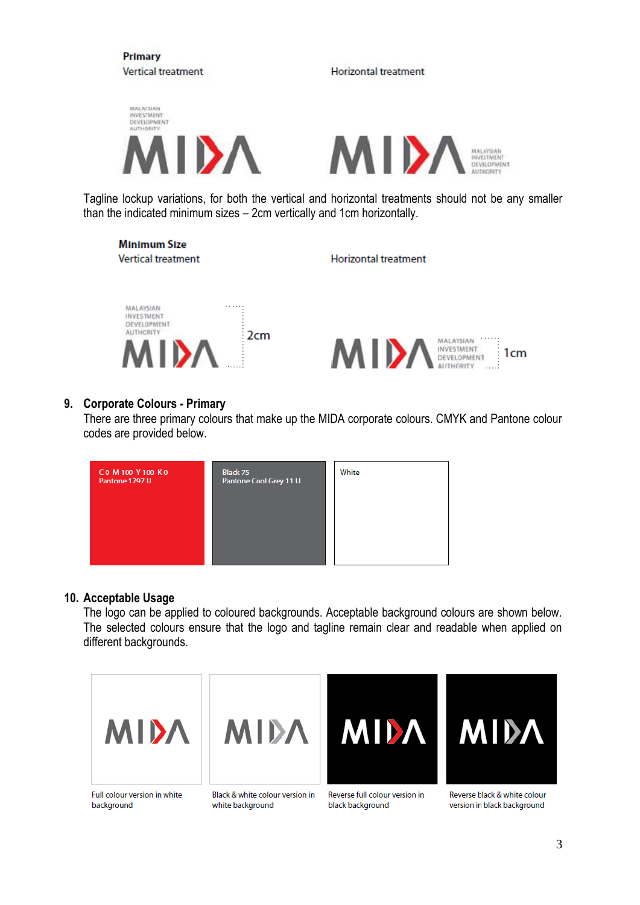**Primary**

Vertical treatment

Horizontal treatment

Tagline lockup variations, for both the vertical and horizontal treatments should not be any smaller than the indicated minimum sizes – 2cm vertically and 1cm horizontally.

**Minimum Size**

Vertical treatment

2cm

Horizontal treatment

1cm

## 9. Corporate Colours - Primary

There are three primary colours that make up the MIDA corporate colours. CMYK and Pantone colour codes are provided below.

| C 0 M 100 Y 100 K 0<br>Pantone 1797 U | Black 75<br>Pantone Cool Grey 11 U | White |
|---|---|---|

## 10. Acceptable Usage

The logo can be applied to coloured backgrounds. Acceptable background colours are shown below. The selected colours ensure that the logo and tagline remain clear and readable when applied on different backgrounds.

| Full colour version in white background | Black & white colour version in white background | Reverse full colour version in black background | Reverse black & white colour version in black background |
|---|---|---|---|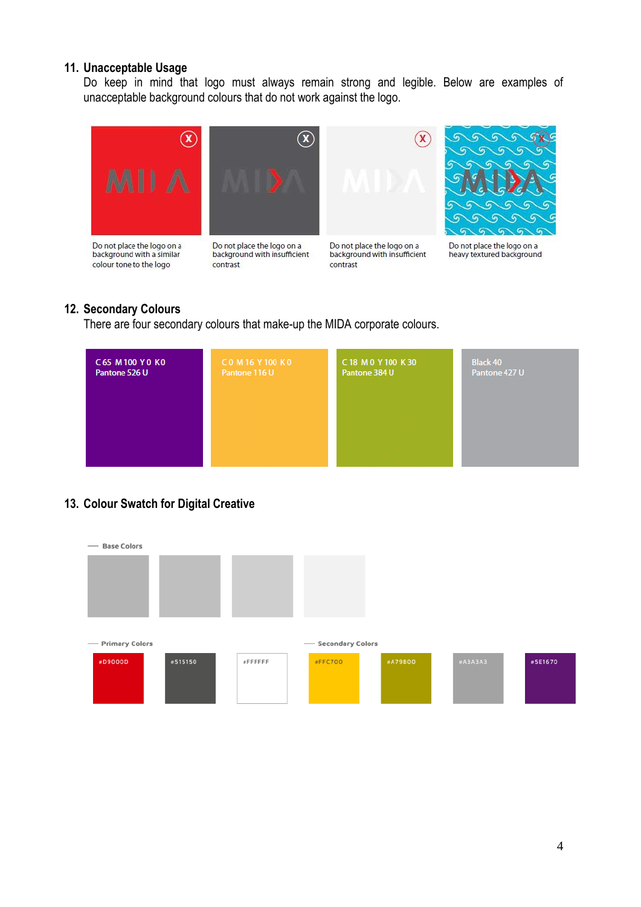## 11. Unacceptable Usage

Do keep in mind that logo must always remain strong and legible. Below are examples of unacceptable background colours that do not work against the logo.

Do not place the logo on a background with a similar colour tone to the logo

Do not place the logo on a background with insufficient contrast

Do not place the logo on a background with insufficient contrast

Do not place the logo on a heavy textured background

## 12. Secondary Colours

There are four secondary colours that make-up the MIDA corporate colours.

C 65 M 100 Y 0 K0
Pantone 526 U

C 0 M 16 Y 100 K 0
Pantone 116 U

C 18 M 0 Y 100 K 30
Pantone 384 U

Black 40
Pantone 427 U

## 13. Colour Swatch for Digital Creative

Base Colors

Primary Colors

#D9000D

#515150

#FFFFFF

Secondary Colors

#FFC700

#A79B00

#A3A3A3

#5E1670